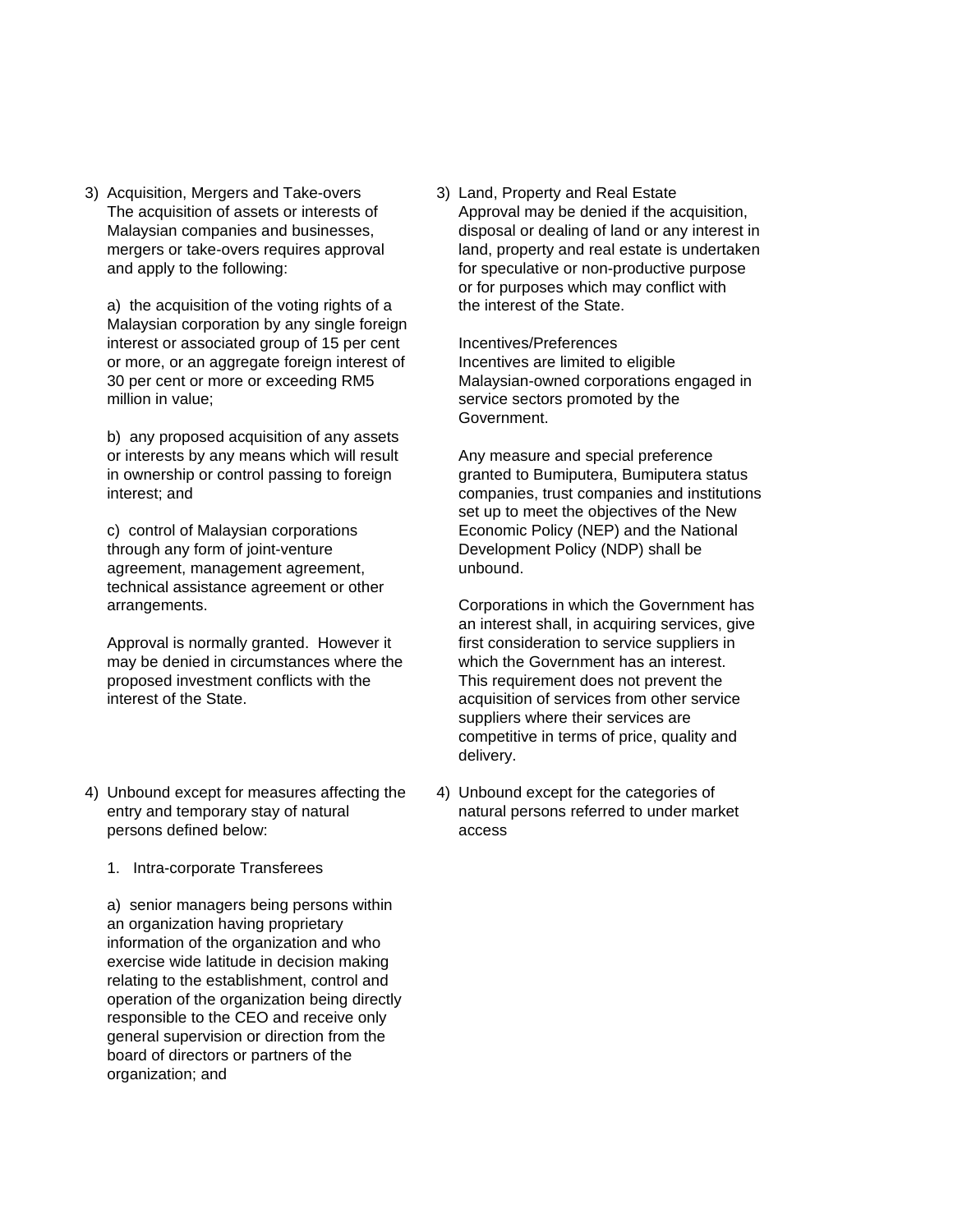3) Acquisition, Mergers and Take-overs
   The acquisition of assets or interests of Malaysian companies and businesses, mergers or take-overs requires approval and apply to the following:

   a) the acquisition of the voting rights of a Malaysian corporation by any single foreign interest or associated group of 15 per cent or more, or an aggregate foreign interest of 30 per cent or more or exceeding RM5 million in value;

   b) any proposed acquisition of any assets or interests by any means which will result in ownership or control passing to foreign interest; and

   c) control of Malaysian corporations through any form of joint-venture agreement, management agreement, technical assistance agreement or other arrangements.

   Approval is normally granted. However it may be denied in circumstances where the proposed investment conflicts with the interest of the State.

4) Unbound except for measures affecting the entry and temporary stay of natural persons defined below:

   1. Intra-corporate Transferees

   a) senior managers being persons within an organization having proprietary information of the organization and who exercise wide latitude in decision making relating to the establishment, control and operation of the organization being directly responsible to the CEO and receive only general supervision or direction from the board of directors or partners of the organization; and

3) Land, Property and Real Estate
   Approval may be denied if the acquisition, disposal or dealing of land or any interest in land, property and real estate is undertaken for speculative or non-productive purpose or for purposes which may conflict with the interest of the State.

   Incentives/Preferences
   Incentives are limited to eligible Malaysian-owned corporations engaged in service sectors promoted by the Government.

   Any measure and special preference granted to Bumiputera, Bumiputera status companies, trust companies and institutions set up to meet the objectives of the New Economic Policy (NEP) and the National Development Policy (NDP) shall be unbound.

   Corporations in which the Government has an interest shall, in acquiring services, give first consideration to service suppliers in which the Government has an interest. This requirement does not prevent the acquisition of services from other service suppliers where their services are competitive in terms of price, quality and delivery.

4) Unbound except for the categories of natural persons referred to under market access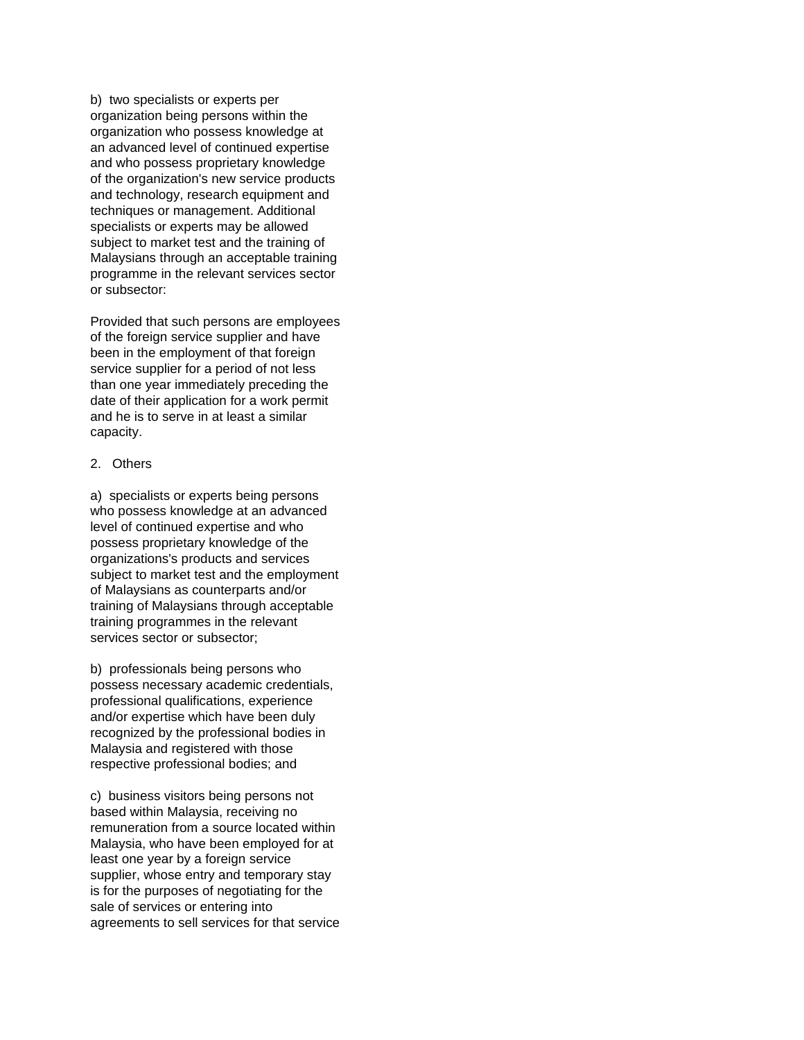b) two specialists or experts per organization being persons within the organization who possess knowledge at an advanced level of continued expertise and who possess proprietary knowledge of the organization's new service products and technology, research equipment and techniques or management. Additional specialists or experts may be allowed subject to market test and the training of Malaysians through an acceptable training programme in the relevant services sector or subsector:

Provided that such persons are employees of the foreign service supplier and have been in the employment of that foreign service supplier for a period of not less than one year immediately preceding the date of their application for a work permit and he is to serve in at least a similar capacity.

2. Others

a) specialists or experts being persons who possess knowledge at an advanced level of continued expertise and who possess proprietary knowledge of the organizations's products and services subject to market test and the employment of Malaysians as counterparts and/or training of Malaysians through acceptable training programmes in the relevant services sector or subsector;

b) professionals being persons who possess necessary academic credentials, professional qualifications, experience and/or expertise which have been duly recognized by the professional bodies in Malaysia and registered with those respective professional bodies; and

c) business visitors being persons not based within Malaysia, receiving no remuneration from a source located within Malaysia, who have been employed for at least one year by a foreign service supplier, whose entry and temporary stay is for the purposes of negotiating for the sale of services or entering into agreements to sell services for that service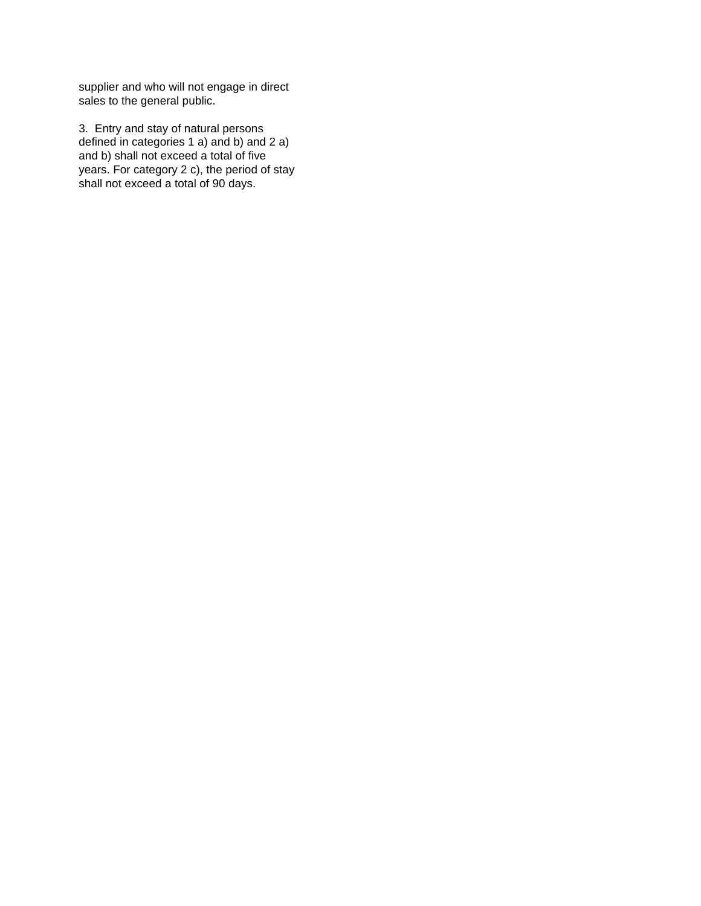supplier and who will not engage in direct sales to the general public.

3. Entry and stay of natural persons defined in categories 1 a) and b) and 2 a) and b) shall not exceed a total of five years. For category 2 c), the period of stay shall not exceed a total of 90 days.